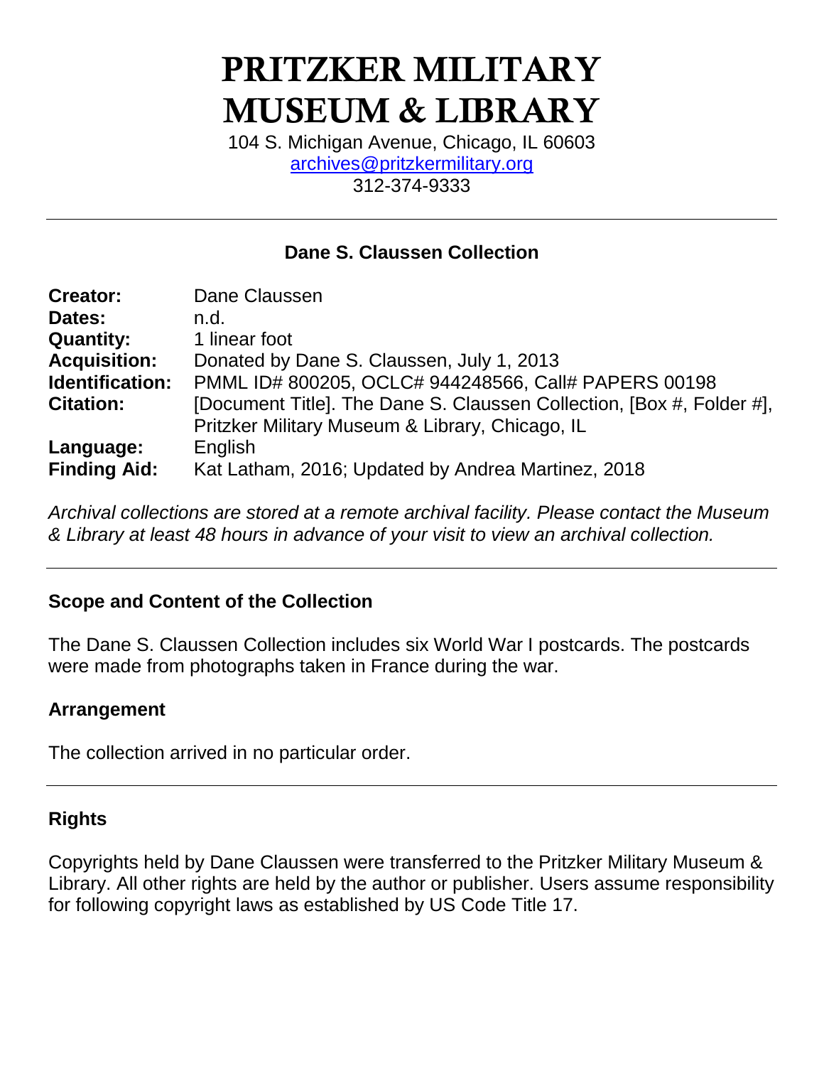# PRITZKER MILITARY MUSEUM & LIBRARY

104 S. Michigan Avenue, Chicago, IL 60603
archives@pritzkermilitary.org
312-374-9333

---

## Dane S. Claussen Collection

| | |
|---|---|
| **Creator:** | Dane Claussen |
| **Dates:** | n.d. |
| **Quantity:** | 1 linear foot |
| **Acquisition:** | Donated by Dane S. Claussen, July 1, 2013 |
| **Identification:** | PMML ID# 800205, OCLC# 944248566, Call# PAPERS 00198 |
| **Citation:** | [Document Title]. The Dane S. Claussen Collection, [Box #, Folder #], Pritzker Military Museum & Library, Chicago, IL |
| **Language:** | English |
| **Finding Aid:** | Kat Latham, 2016; Updated by Andrea Martinez, 2018 |

*Archival collections are stored at a remote archival facility. Please contact the Museum & Library at least 48 hours in advance of your visit to view an archival collection.*

---

### Scope and Content of the Collection

The Dane S. Claussen Collection includes six World War I postcards. The postcards were made from photographs taken in France during the war.

### Arrangement

The collection arrived in no particular order.

---

### Rights

Copyrights held by Dane Claussen were transferred to the Pritzker Military Museum & Library. All other rights are held by the author or publisher. Users assume responsibility for following copyright laws as established by US Code Title 17.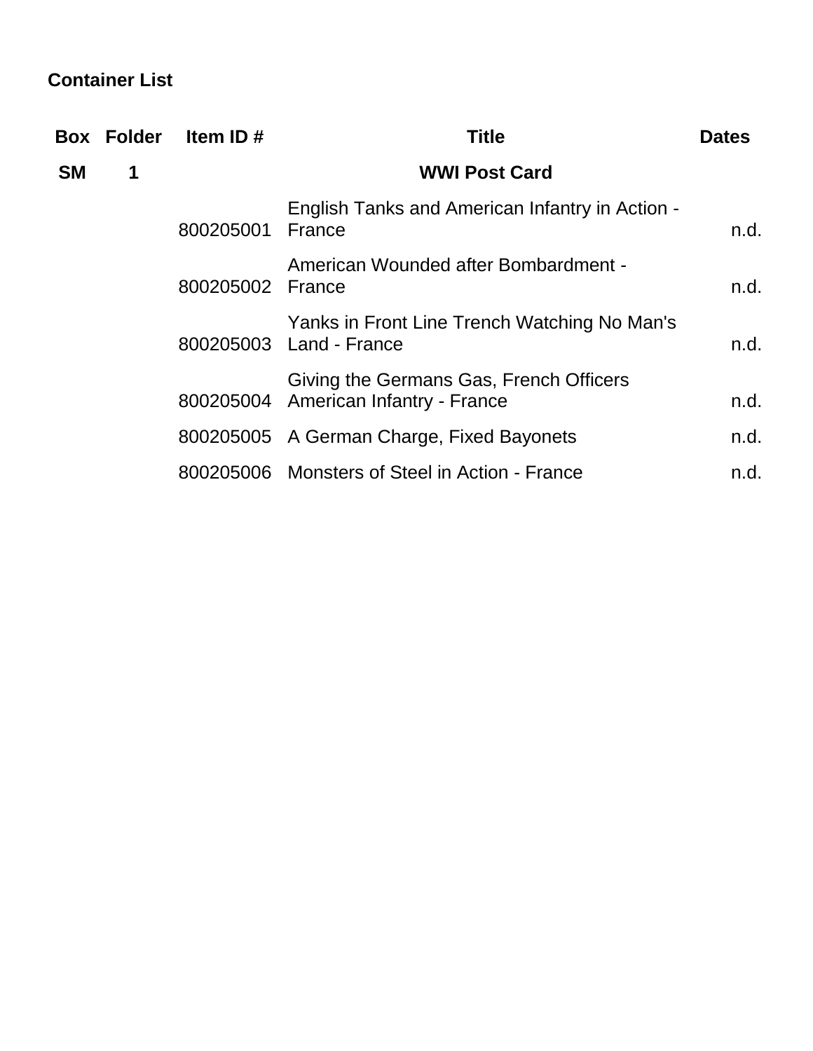## Container List

| Box | Folder | Item ID # | Title | Dates |
|---|---|---|---|---|
| SM | 1 | | **WWI Post Card** | |
| | | 800205001 | English Tanks and American Infantry in Action - France | n.d. |
| | | 800205002 | American Wounded after Bombardment - France | n.d. |
| | | 800205003 | Yanks in Front Line Trench Watching No Man's Land - France | n.d. |
| | | 800205004 | Giving the Germans Gas, French Officers American Infantry - France | n.d. |
| | | 800205005 | A German Charge, Fixed Bayonets | n.d. |
| | | 800205006 | Monsters of Steel in Action - France | n.d. |